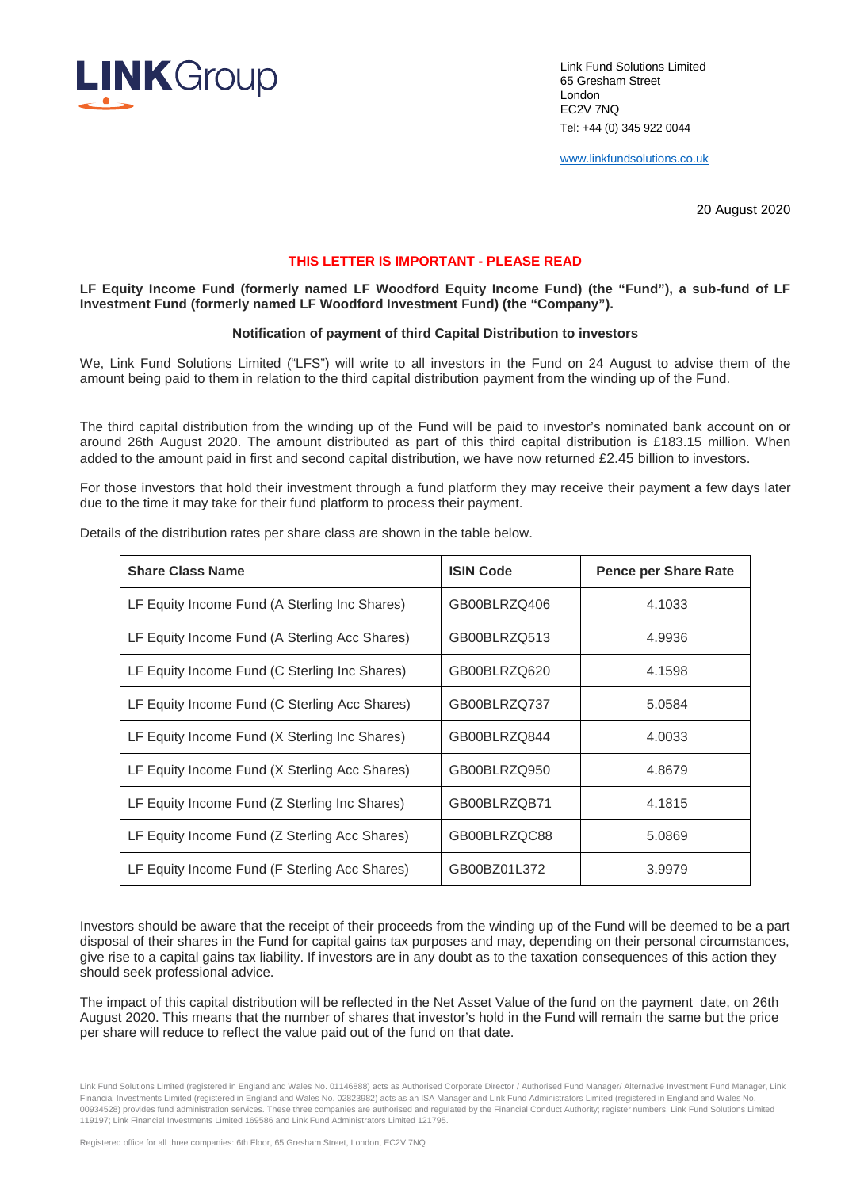**LINK**Group

Link Fund Solutions Limited
65 Gresham Street
London
EC2V 7NQ
Tel: +44 (0) 345 922 0044

www.linkfundsolutions.co.uk

20 August 2020

**THIS LETTER IS IMPORTANT - PLEASE READ**

**LF Equity Income Fund (formerly named LF Woodford Equity Income Fund) (the "Fund"), a sub-fund of LF Investment Fund (formerly named LF Woodford Investment Fund) (the "Company").**

**Notification of payment of third Capital Distribution to investors**

We, Link Fund Solutions Limited ("LFS") will write to all investors in the Fund on 24 August to advise them of the amount being paid to them in relation to the third capital distribution payment from the winding up of the Fund.

The third capital distribution from the winding up of the Fund will be paid to investor's nominated bank account on or around 26th August 2020. The amount distributed as part of this third capital distribution is £183.15 million. When added to the amount paid in first and second capital distribution, we have now returned £2.45 billion to investors.

For those investors that hold their investment through a fund platform they may receive their payment a few days later due to the time it may take for their fund platform to process their payment.

Details of the distribution rates per share class are shown in the table below.

| Share Class Name | ISIN Code | Pence per Share Rate |
|---|---|---|
| LF Equity Income Fund (A Sterling Inc Shares) | GB00BLRZQ406 | 4.1033 |
| LF Equity Income Fund (A Sterling Acc Shares) | GB00BLRZQ513 | 4.9936 |
| LF Equity Income Fund (C Sterling Inc Shares) | GB00BLRZQ620 | 4.1598 |
| LF Equity Income Fund (C Sterling Acc Shares) | GB00BLRZQ737 | 5.0584 |
| LF Equity Income Fund (X Sterling Inc Shares) | GB00BLRZQ844 | 4.0033 |
| LF Equity Income Fund (X Sterling Acc Shares) | GB00BLRZQ950 | 4.8679 |
| LF Equity Income Fund (Z Sterling Inc Shares) | GB00BLRZQB71 | 4.1815 |
| LF Equity Income Fund (Z Sterling Acc Shares) | GB00BLRZQC88 | 5.0869 |
| LF Equity Income Fund (F Sterling Acc Shares) | GB00BZ01L372 | 3.9979 |

Investors should be aware that the receipt of their proceeds from the winding up of the Fund will be deemed to be a part disposal of their shares in the Fund for capital gains tax purposes and may, depending on their personal circumstances, give rise to a capital gains tax liability. If investors are in any doubt as to the taxation consequences of this action they should seek professional advice.

The impact of this capital distribution will be reflected in the Net Asset Value of the fund on the payment date, on 26th August 2020. This means that the number of shares that investor's hold in the Fund will remain the same but the price per share will reduce to reflect the value paid out of the fund on that date.

Link Fund Solutions Limited (registered in England and Wales No. 01146888) acts as Authorised Corporate Director / Authorised Fund Manager/ Alternative Investment Fund Manager, Link Financial Investments Limited (registered in England and Wales No. 02823982) acts as an ISA Manager and Link Fund Administrators Limited (registered in England and Wales No. 00934528) provides fund administration services. These three companies are authorised and regulated by the Financial Conduct Authority; register numbers: Link Fund Solutions Limited 119197; Link Financial Investments Limited 169586 and Link Fund Administrators Limited 121795.

Registered office for all three companies: 6th Floor, 65 Gresham Street, London, EC2V 7NQ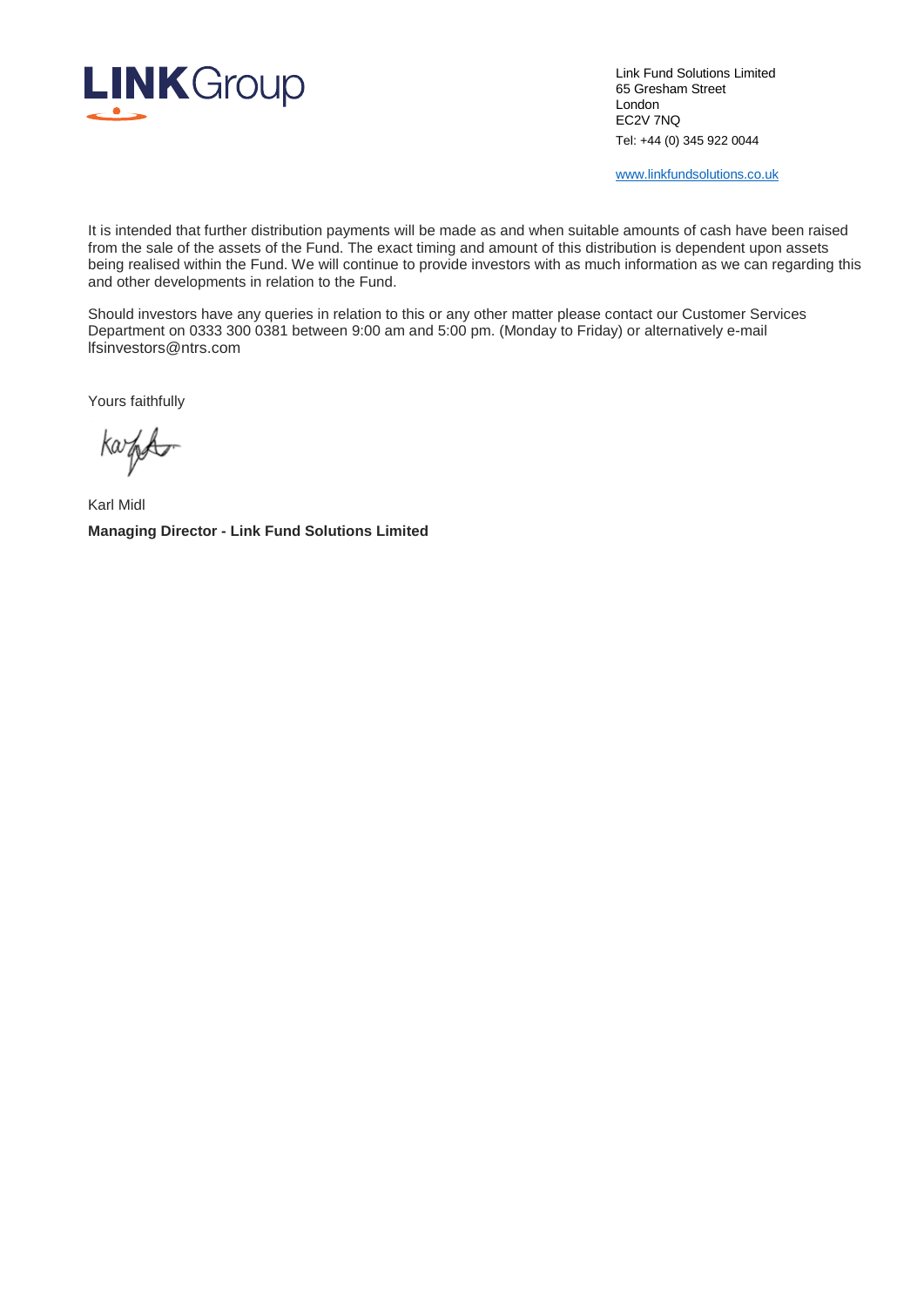Link Fund Solutions Limited
65 Gresham Street
London
EC2V 7NQ
Tel: +44 (0) 345 922 0044

www.linkfundsolutions.co.uk

It is intended that further distribution payments will be made as and when suitable amounts of cash have been raised from the sale of the assets of the Fund. The exact timing and amount of this distribution is dependent upon assets being realised within the Fund. We will continue to provide investors with as much information as we can regarding this and other developments in relation to the Fund.

Should investors have any queries in relation to this or any other matter please contact our Customer Services Department on 0333 300 0381 between 9:00 am and 5:00 pm. (Monday to Friday) or alternatively e-mail lfsinvestors@ntrs.com

Yours faithfully

Karl Midl

**Managing Director - Link Fund Solutions Limited**